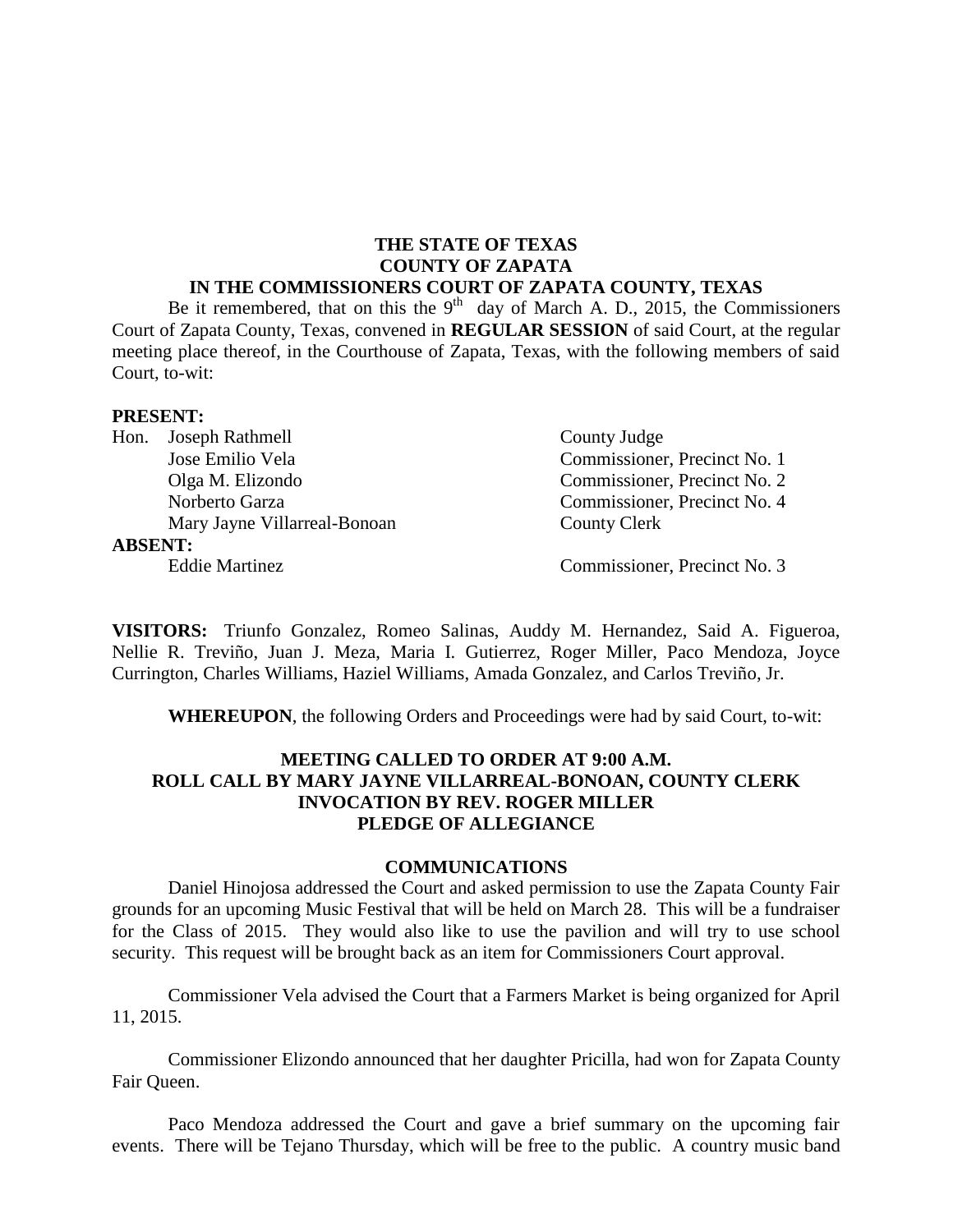**THE STATE OF TEXAS**
**COUNTY OF ZAPATA**
**IN THE COMMISSIONERS COURT OF ZAPATA COUNTY, TEXAS**

Be it remembered, that on this the 9th day of March A. D., 2015, the Commissioners Court of Zapata County, Texas, convened in **REGULAR SESSION** of said Court, at the regular meeting place thereof, in the Courthouse of Zapata, Texas, with the following members of said Court, to-wit:

**PRESENT:**

| | |
|---|---|
| Hon. Joseph Rathmell | County Judge |
| Jose Emilio Vela | Commissioner, Precinct No. 1 |
| Olga M. Elizondo | Commissioner, Precinct No. 2 |
| Norberto Garza | Commissioner, Precinct No. 4 |
| Mary Jayne Villarreal-Bonoan | County Clerk |

**ABSENT:**

| | |
|---|---|
| Eddie Martinez | Commissioner, Precinct No. 3 |

**VISITORS:** Triunfo Gonzalez, Romeo Salinas, Auddy M. Hernandez, Said A. Figueroa, Nellie R. Treviño, Juan J. Meza, Maria I. Gutierrez, Roger Miller, Paco Mendoza, Joyce Currington, Charles Williams, Haziel Williams, Amada Gonzalez, and Carlos Treviño, Jr.

**WHEREUPON**, the following Orders and Proceedings were had by said Court, to-wit:

**MEETING CALLED TO ORDER AT 9:00 A.M.**
**ROLL CALL BY MARY JAYNE VILLARREAL-BONOAN, COUNTY CLERK**
**INVOCATION BY REV. ROGER MILLER**
**PLEDGE OF ALLEGIANCE**

**COMMUNICATIONS**

Daniel Hinojosa addressed the Court and asked permission to use the Zapata County Fair grounds for an upcoming Music Festival that will be held on March 28. This will be a fundraiser for the Class of 2015. They would also like to use the pavilion and will try to use school security. This request will be brought back as an item for Commissioners Court approval.

Commissioner Vela advised the Court that a Farmers Market is being organized for April 11, 2015.

Commissioner Elizondo announced that her daughter Pricilla, had won for Zapata County Fair Queen.

Paco Mendoza addressed the Court and gave a brief summary on the upcoming fair events. There will be Tejano Thursday, which will be free to the public. A country music band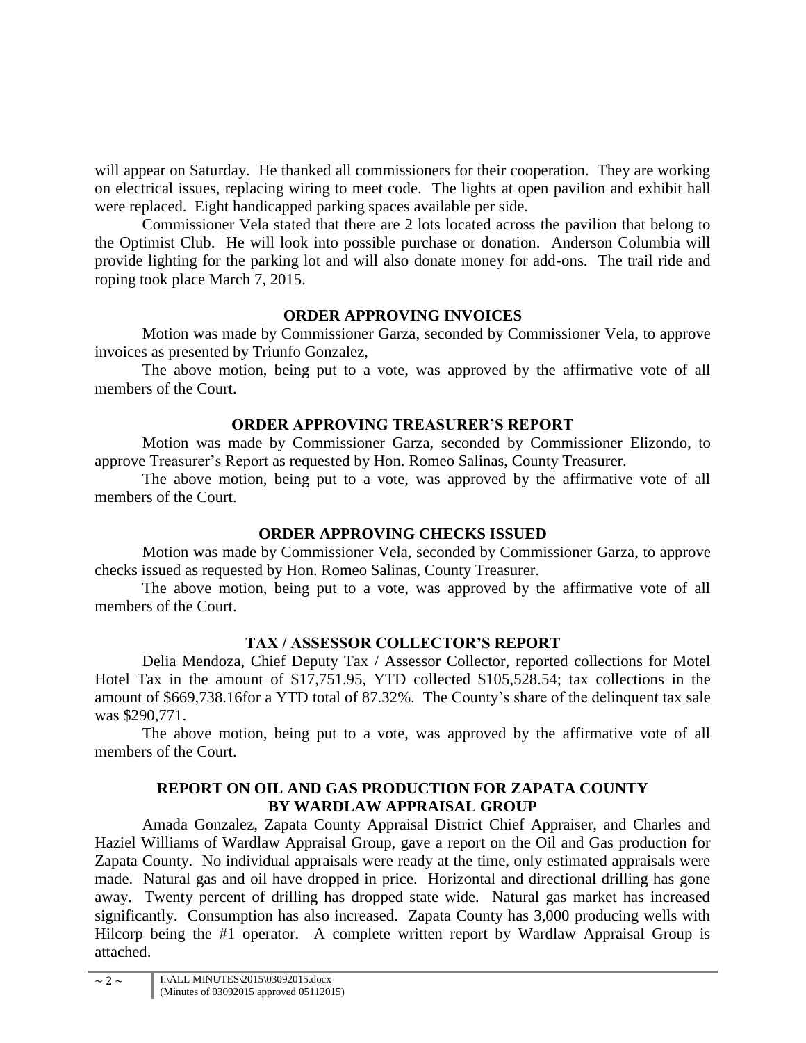will appear on Saturday. He thanked all commissioners for their cooperation. They are working on electrical issues, replacing wiring to meet code. The lights at open pavilion and exhibit hall were replaced. Eight handicapped parking spaces available per side.

Commissioner Vela stated that there are 2 lots located across the pavilion that belong to the Optimist Club. He will look into possible purchase or donation. Anderson Columbia will provide lighting for the parking lot and will also donate money for add-ons. The trail ride and roping took place March 7, 2015.

**ORDER APPROVING INVOICES**

Motion was made by Commissioner Garza, seconded by Commissioner Vela, to approve invoices as presented by Triunfo Gonzalez,

The above motion, being put to a vote, was approved by the affirmative vote of all members of the Court.

**ORDER APPROVING TREASURER'S REPORT**

Motion was made by Commissioner Garza, seconded by Commissioner Elizondo, to approve Treasurer's Report as requested by Hon. Romeo Salinas, County Treasurer.

The above motion, being put to a vote, was approved by the affirmative vote of all members of the Court.

**ORDER APPROVING CHECKS ISSUED**

Motion was made by Commissioner Vela, seconded by Commissioner Garza, to approve checks issued as requested by Hon. Romeo Salinas, County Treasurer.

The above motion, being put to a vote, was approved by the affirmative vote of all members of the Court.

**TAX / ASSESSOR COLLECTOR'S REPORT**

Delia Mendoza, Chief Deputy Tax / Assessor Collector, reported collections for Motel Hotel Tax in the amount of $17,751.95, YTD collected $105,528.54; tax collections in the amount of $669,738.16for a YTD total of 87.32%. The County's share of the delinquent tax sale was $290,771.

The above motion, being put to a vote, was approved by the affirmative vote of all members of the Court.

**REPORT ON OIL AND GAS PRODUCTION FOR ZAPATA COUNTY BY WARDLAW APPRAISAL GROUP**

Amada Gonzalez, Zapata County Appraisal District Chief Appraiser, and Charles and Haziel Williams of Wardlaw Appraisal Group, gave a report on the Oil and Gas production for Zapata County. No individual appraisals were ready at the time, only estimated appraisals were made. Natural gas and oil have dropped in price. Horizontal and directional drilling has gone away. Twenty percent of drilling has dropped state wide. Natural gas market has increased significantly. Consumption has also increased. Zapata County has 3,000 producing wells with Hilcorp being the #1 operator. A complete written report by Wardlaw Appraisal Group is attached.

I:\ALL MINUTES\2015\03092015.docx
(Minutes of 03092015 approved 05112015)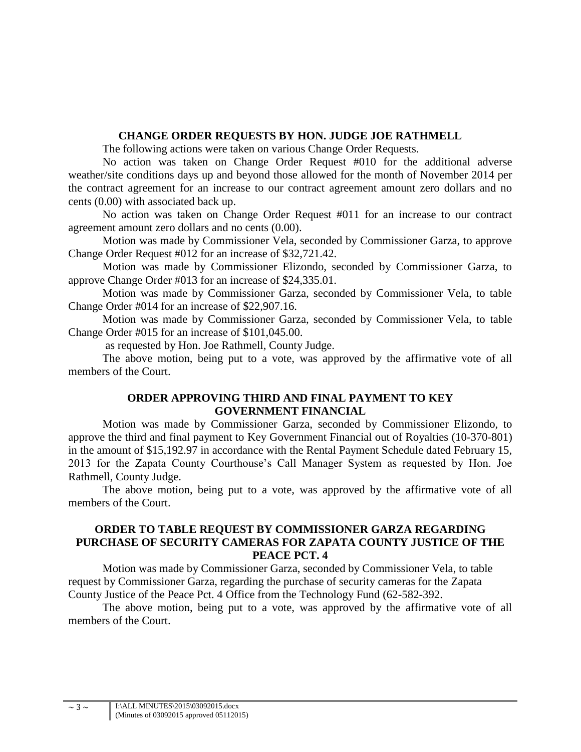### CHANGE ORDER REQUESTS BY HON. JUDGE JOE RATHMELL

The following actions were taken on various Change Order Requests.

No action was taken on Change Order Request #010 for the additional adverse weather/site conditions days up and beyond those allowed for the month of November 2014 per the contract agreement for an increase to our contract agreement amount zero dollars and no cents (0.00) with associated back up.

No action was taken on Change Order Request #011 for an increase to our contract agreement amount zero dollars and no cents (0.00).

Motion was made by Commissioner Vela, seconded by Commissioner Garza, to approve Change Order Request #012 for an increase of $32,721.42.

Motion was made by Commissioner Elizondo, seconded by Commissioner Garza, to approve Change Order #013 for an increase of $24,335.01.

Motion was made by Commissioner Garza, seconded by Commissioner Vela, to table Change Order #014 for an increase of $22,907.16.

Motion was made by Commissioner Garza, seconded by Commissioner Vela, to table Change Order #015 for an increase of $101,045.00.

as requested by Hon. Joe Rathmell, County Judge.

The above motion, being put to a vote, was approved by the affirmative vote of all members of the Court.

### ORDER APPROVING THIRD AND FINAL PAYMENT TO KEY GOVERNMENT FINANCIAL

Motion was made by Commissioner Garza, seconded by Commissioner Elizondo, to approve the third and final payment to Key Government Financial out of Royalties (10-370-801) in the amount of $15,192.97 in accordance with the Rental Payment Schedule dated February 15, 2013 for the Zapata County Courthouse's Call Manager System as requested by Hon. Joe Rathmell, County Judge.

The above motion, being put to a vote, was approved by the affirmative vote of all members of the Court.

### ORDER TO TABLE REQUEST BY COMMISSIONER GARZA REGARDING PURCHASE OF SECURITY CAMERAS FOR ZAPATA COUNTY JUSTICE OF THE PEACE PCT. 4

Motion was made by Commissioner Garza, seconded by Commissioner Vela, to table request by Commissioner Garza, regarding the purchase of security cameras for the Zapata County Justice of the Peace Pct. 4 Office from the Technology Fund (62-582-392.

The above motion, being put to a vote, was approved by the affirmative vote of all members of the Court.

I:\ALL MINUTES\2015\03092015.docx
(Minutes of 03092015 approved 05112015)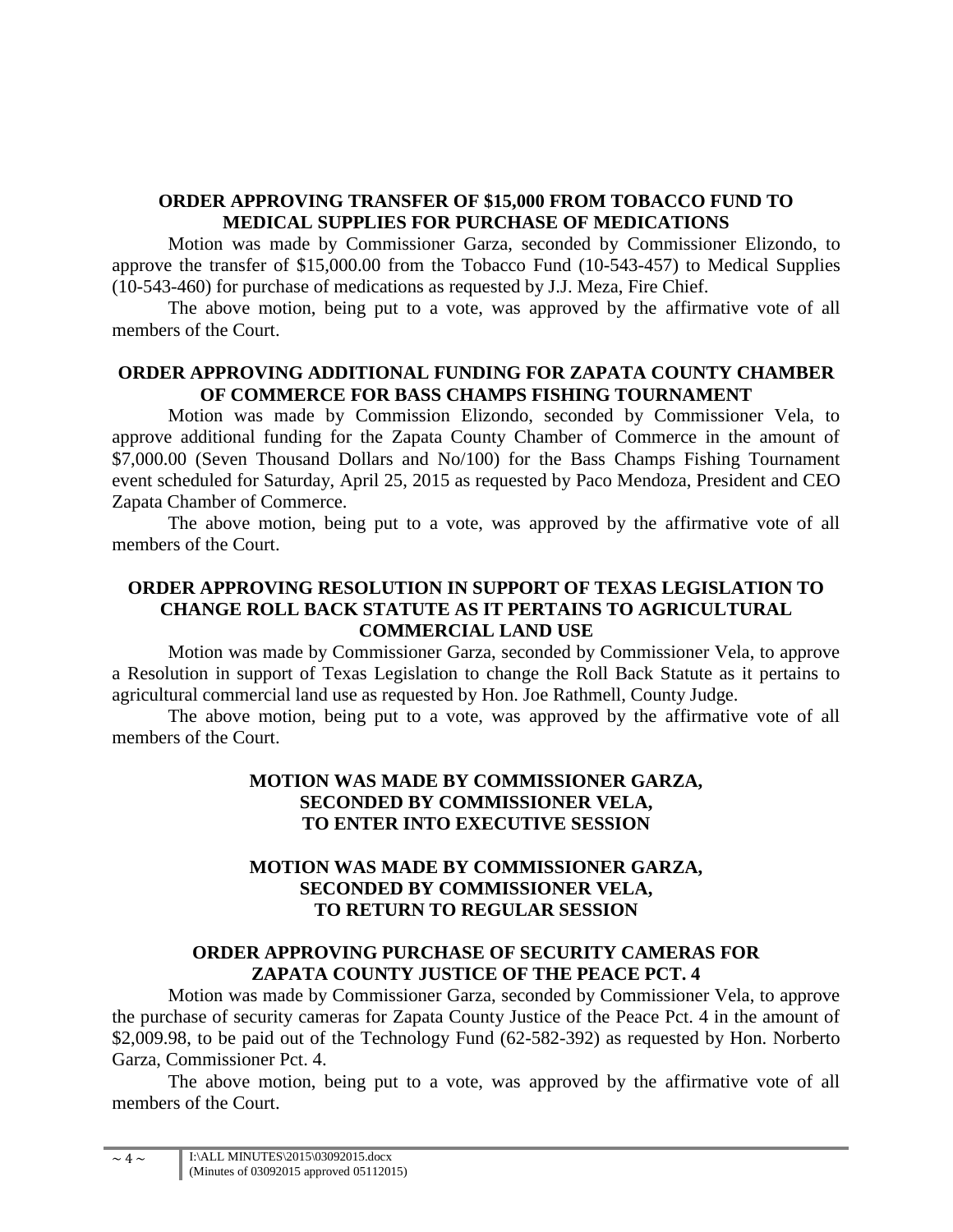**ORDER APPROVING TRANSFER OF $15,000 FROM TOBACCO FUND TO MEDICAL SUPPLIES FOR PURCHASE OF MEDICATIONS**

Motion was made by Commissioner Garza, seconded by Commissioner Elizondo, to approve the transfer of $15,000.00 from the Tobacco Fund (10-543-457) to Medical Supplies (10-543-460) for purchase of medications as requested by J.J. Meza, Fire Chief.

The above motion, being put to a vote, was approved by the affirmative vote of all members of the Court.

**ORDER APPROVING ADDITIONAL FUNDING FOR ZAPATA COUNTY CHAMBER OF COMMERCE FOR BASS CHAMPS FISHING TOURNAMENT**

Motion was made by Commission Elizondo, seconded by Commissioner Vela, to approve additional funding for the Zapata County Chamber of Commerce in the amount of $7,000.00 (Seven Thousand Dollars and No/100) for the Bass Champs Fishing Tournament event scheduled for Saturday, April 25, 2015 as requested by Paco Mendoza, President and CEO Zapata Chamber of Commerce.

The above motion, being put to a vote, was approved by the affirmative vote of all members of the Court.

**ORDER APPROVING RESOLUTION IN SUPPORT OF TEXAS LEGISLATION TO CHANGE ROLL BACK STATUTE AS IT PERTAINS TO AGRICULTURAL COMMERCIAL LAND USE**

Motion was made by Commissioner Garza, seconded by Commissioner Vela, to approve a Resolution in support of Texas Legislation to change the Roll Back Statute as it pertains to agricultural commercial land use as requested by Hon. Joe Rathmell, County Judge.

The above motion, being put to a vote, was approved by the affirmative vote of all members of the Court.

**MOTION WAS MADE BY COMMISSIONER GARZA, SECONDED BY COMMISSIONER VELA, TO ENTER INTO EXECUTIVE SESSION**

**MOTION WAS MADE BY COMMISSIONER GARZA, SECONDED BY COMMISSIONER VELA, TO RETURN TO REGULAR SESSION**

**ORDER APPROVING PURCHASE OF SECURITY CAMERAS FOR ZAPATA COUNTY JUSTICE OF THE PEACE PCT. 4**

Motion was made by Commissioner Garza, seconded by Commissioner Vela, to approve the purchase of security cameras for Zapata County Justice of the Peace Pct. 4 in the amount of $2,009.98, to be paid out of the Technology Fund (62-582-392) as requested by Hon. Norberto Garza, Commissioner Pct. 4.

The above motion, being put to a vote, was approved by the affirmative vote of all members of the Court.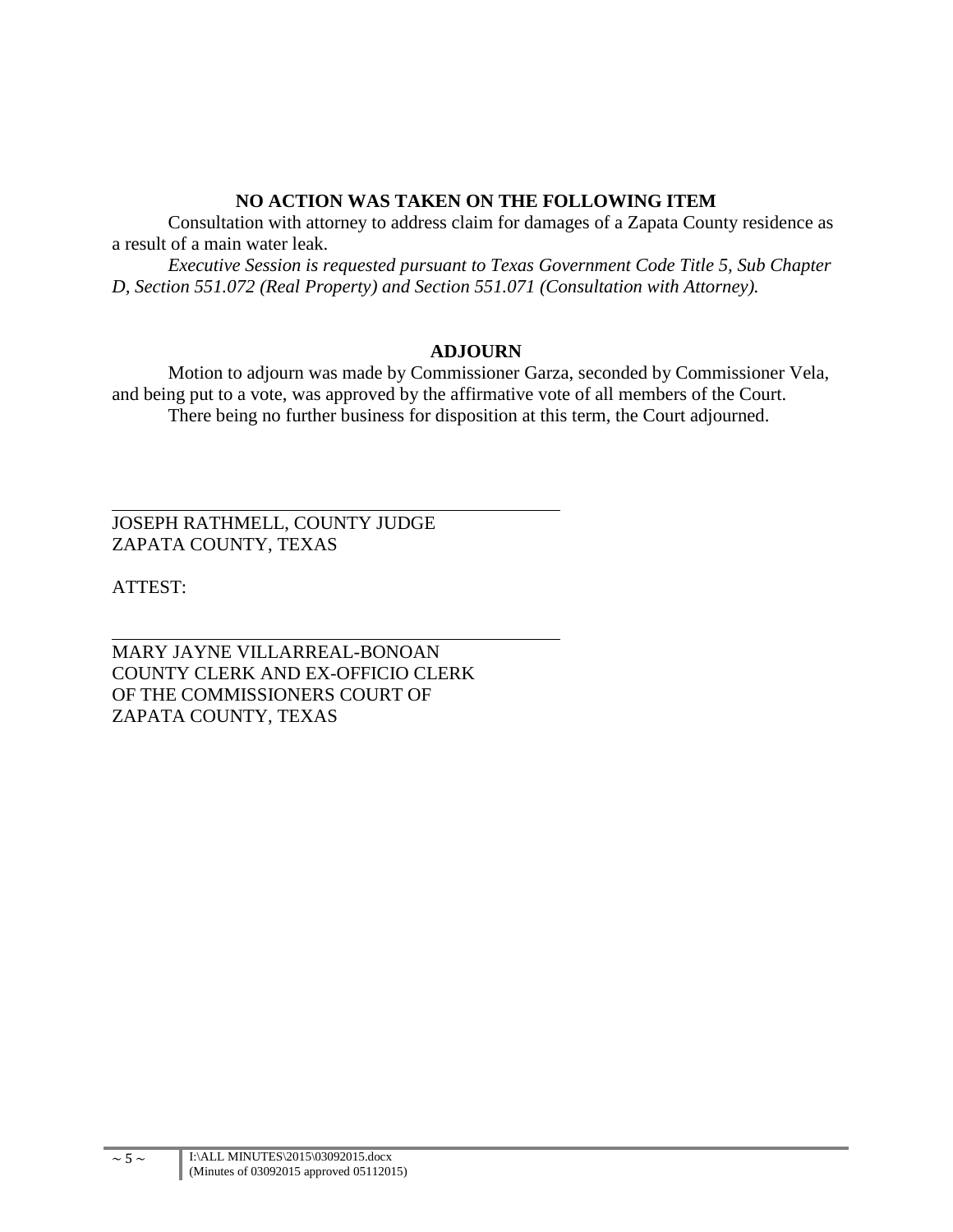**NO ACTION WAS TAKEN ON THE FOLLOWING ITEM**

Consultation with attorney to address claim for damages of a Zapata County residence as a result of a main water leak.

*Executive Session is requested pursuant to Texas Government Code Title 5, Sub Chapter D, Section 551.072 (Real Property) and Section 551.071 (Consultation with Attorney).*

**ADJOURN**

Motion to adjourn was made by Commissioner Garza, seconded by Commissioner Vela, and being put to a vote, was approved by the affirmative vote of all members of the Court.

There being no further business for disposition at this term, the Court adjourned.

\_\_\_\_\_\_\_\_\_\_\_\_\_\_\_\_\_\_\_\_\_\_\_\_\_\_\_\_\_\_\_\_\_\_\_\_\_\_\_\_\_\_

JOSEPH RATHMELL, COUNTY JUDGE
ZAPATA COUNTY, TEXAS

ATTEST:

\_\_\_\_\_\_\_\_\_\_\_\_\_\_\_\_\_\_\_\_\_\_\_\_\_\_\_\_\_\_\_\_\_\_\_\_\_\_\_\_\_\_

MARY JAYNE VILLARREAL-BONOAN
COUNTY CLERK AND EX-OFFICIO CLERK
OF THE COMMISSIONERS COURT OF
ZAPATA COUNTY, TEXAS